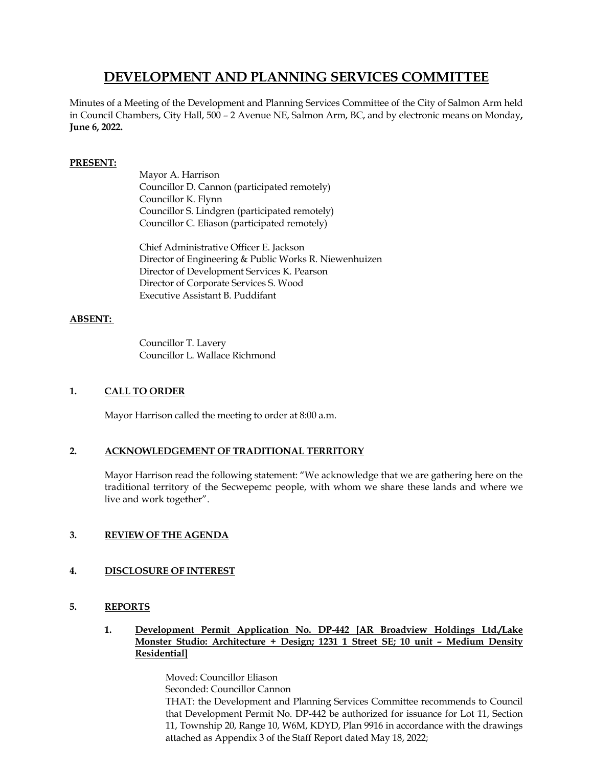# DEVELOPMENT AND PLANNING SERVICES COMMITTEE

Minutes of a Meeting of the Development and Planning Services Committee of the City of Salmon Arm held in Council Chambers, City Hall, 500 – 2 Avenue NE, Salmon Arm, BC, and by electronic means on Monday, **June 6, 2022.**

**PRESENT:**

Mayor A. Harrison
Councillor D. Cannon (participated remotely)
Councillor K. Flynn
Councillor S. Lindgren (participated remotely)
Councillor C. Eliason (participated remotely)

Chief Administrative Officer E. Jackson
Director of Engineering & Public Works R. Niewenhuizen
Director of Development Services K. Pearson
Director of Corporate Services S. Wood
Executive Assistant B. Puddifant

**ABSENT:**

Councillor T. Lavery
Councillor L. Wallace Richmond

## 1. CALL TO ORDER

Mayor Harrison called the meeting to order at 8:00 a.m.

## 2. ACKNOWLEDGEMENT OF TRADITIONAL TERRITORY

Mayor Harrison read the following statement: "We acknowledge that we are gathering here on the traditional territory of the Secwepemc people, with whom we share these lands and where we live and work together".

## 3. REVIEW OF THE AGENDA

## 4. DISCLOSURE OF INTEREST

## 5. REPORTS

### 1. Development Permit Application No. DP-442 [AR Broadview Holdings Ltd./Lake Monster Studio: Architecture + Design; 1231 1 Street SE; 10 unit – Medium Density Residential]

Moved: Councillor Eliason
Seconded: Councillor Cannon
THAT: the Development and Planning Services Committee recommends to Council that Development Permit No. DP-442 be authorized for issuance for Lot 11, Section 11, Township 20, Range 10, W6M, KDYD, Plan 9916 in accordance with the drawings attached as Appendix 3 of the Staff Report dated May 18, 2022;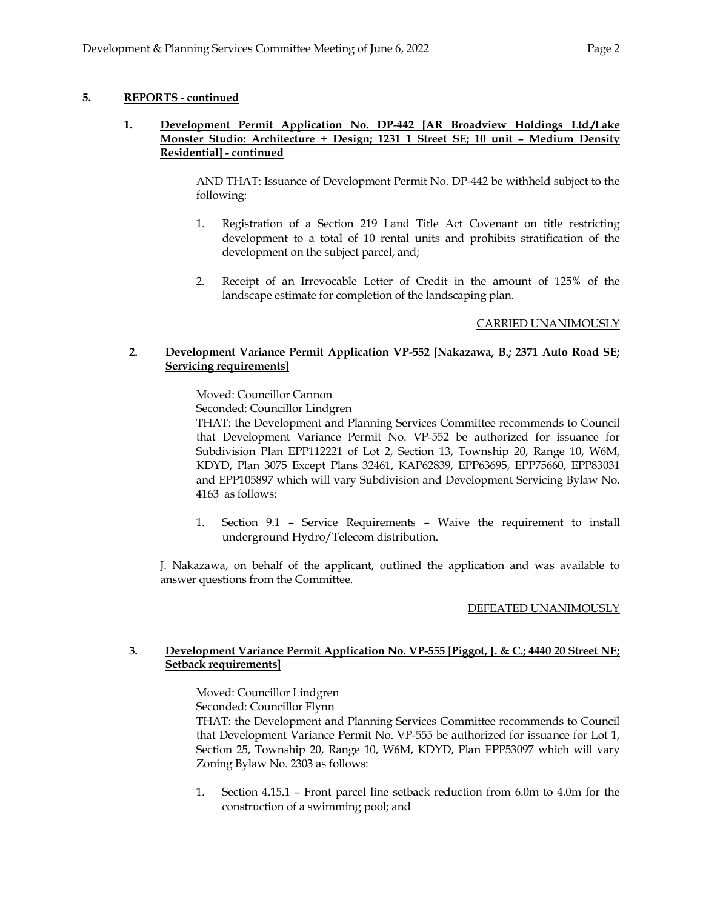## 5. REPORTS - continued

### 1. Development Permit Application No. DP-442 [AR Broadview Holdings Ltd./Lake Monster Studio: Architecture + Design; 1231 1 Street SE; 10 unit – Medium Density Residential] - continued

AND THAT: Issuance of Development Permit No. DP-442 be withheld subject to the following:

1. Registration of a Section 219 Land Title Act Covenant on title restricting development to a total of 10 rental units and prohibits stratification of the development on the subject parcel, and;
2. Receipt of an Irrevocable Letter of Credit in the amount of 125% of the landscape estimate for completion of the landscaping plan.

CARRIED UNANIMOUSLY

### 2. Development Variance Permit Application VP-552 [Nakazawa, B.; 2371 Auto Road SE; Servicing requirements]

Moved: Councillor Cannon
Seconded: Councillor Lindgren
THAT: the Development and Planning Services Committee recommends to Council that Development Variance Permit No. VP-552 be authorized for issuance for Subdivision Plan EPP112221 of Lot 2, Section 13, Township 20, Range 10, W6M, KDYD, Plan 3075 Except Plans 32461, KAP62839, EPP63695, EPP75660, EPP83031 and EPP105897 which will vary Subdivision and Development Servicing Bylaw No. 4163 as follows:

1. Section 9.1 – Service Requirements – Waive the requirement to install underground Hydro/Telecom distribution.

J. Nakazawa, on behalf of the applicant, outlined the application and was available to answer questions from the Committee.

DEFEATED UNANIMOUSLY

### 3. Development Variance Permit Application No. VP-555 [Piggot, J. & C.; 4440 20 Street NE; Setback requirements]

Moved: Councillor Lindgren
Seconded: Councillor Flynn
THAT: the Development and Planning Services Committee recommends to Council that Development Variance Permit No. VP-555 be authorized for issuance for Lot 1, Section 25, Township 20, Range 10, W6M, KDYD, Plan EPP53097 which will vary Zoning Bylaw No. 2303 as follows:

1. Section 4.15.1 – Front parcel line setback reduction from 6.0m to 4.0m for the construction of a swimming pool; and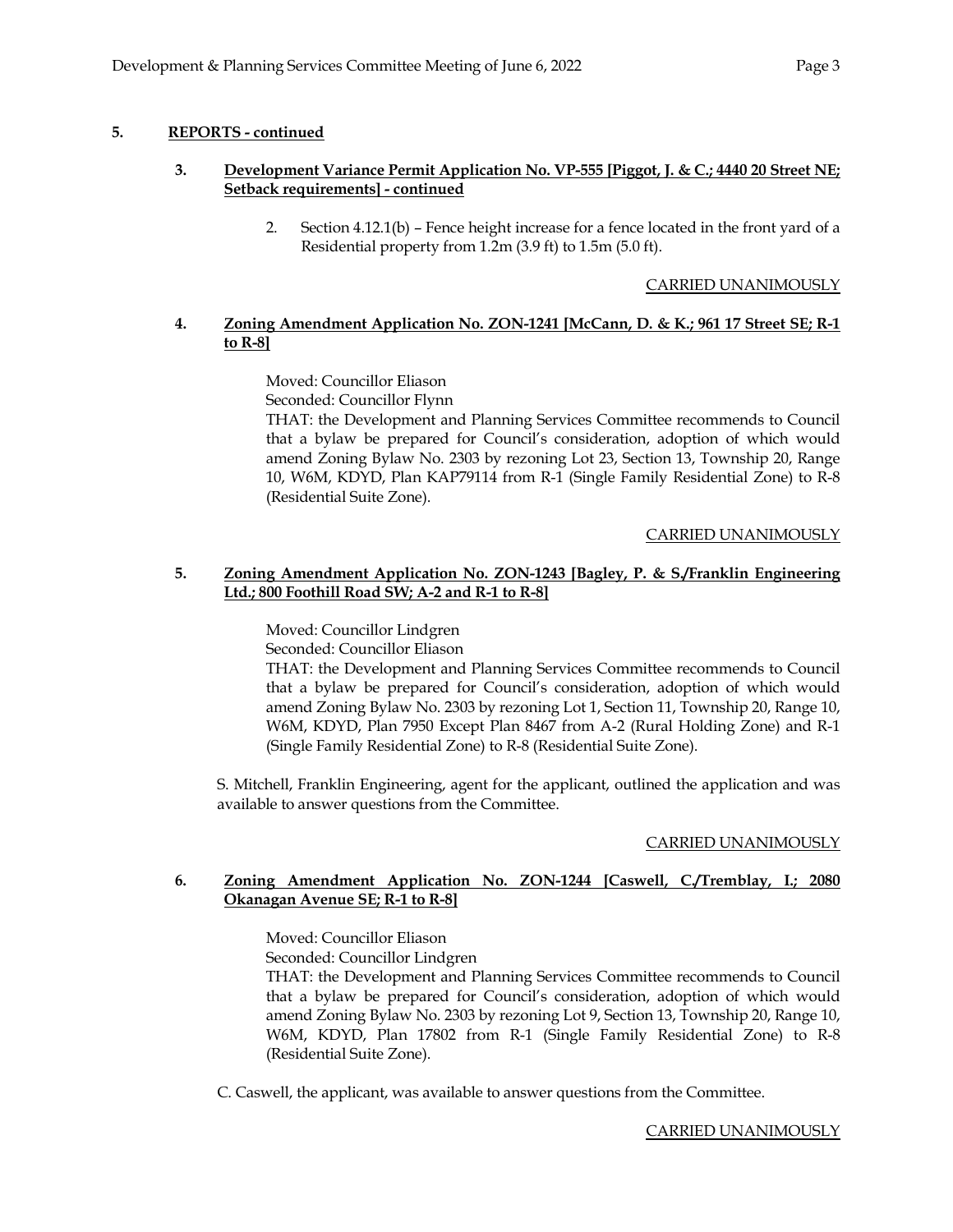**5. REPORTS - continued**

**3. Development Variance Permit Application No. VP-555 [Piggot, J. & C.; 4440 20 Street NE; Setback requirements] - continued**

2. Section 4.12.1(b) – Fence height increase for a fence located in the front yard of a Residential property from 1.2m (3.9 ft) to 1.5m (5.0 ft).

CARRIED UNANIMOUSLY

**4. Zoning Amendment Application No. ZON-1241 [McCann, D. & K.; 961 17 Street SE; R-1 to R-8]**

Moved: Councillor Eliason
Seconded: Councillor Flynn
THAT: the Development and Planning Services Committee recommends to Council that a bylaw be prepared for Council's consideration, adoption of which would amend Zoning Bylaw No. 2303 by rezoning Lot 23, Section 13, Township 20, Range 10, W6M, KDYD, Plan KAP79114 from R-1 (Single Family Residential Zone) to R-8 (Residential Suite Zone).

CARRIED UNANIMOUSLY

**5. Zoning Amendment Application No. ZON-1243 [Bagley, P. & S./Franklin Engineering Ltd.; 800 Foothill Road SW; A-2 and R-1 to R-8]**

Moved: Councillor Lindgren
Seconded: Councillor Eliason
THAT: the Development and Planning Services Committee recommends to Council that a bylaw be prepared for Council's consideration, adoption of which would amend Zoning Bylaw No. 2303 by rezoning Lot 1, Section 11, Township 20, Range 10, W6M, KDYD, Plan 7950 Except Plan 8467 from A-2 (Rural Holding Zone) and R-1 (Single Family Residential Zone) to R-8 (Residential Suite Zone).

S. Mitchell, Franklin Engineering, agent for the applicant, outlined the application and was available to answer questions from the Committee.

CARRIED UNANIMOUSLY

**6. Zoning Amendment Application No. ZON-1244 [Caswell, C./Tremblay, I.; 2080 Okanagan Avenue SE; R-1 to R-8]**

Moved: Councillor Eliason
Seconded: Councillor Lindgren
THAT: the Development and Planning Services Committee recommends to Council that a bylaw be prepared for Council's consideration, adoption of which would amend Zoning Bylaw No. 2303 by rezoning Lot 9, Section 13, Township 20, Range 10, W6M, KDYD, Plan 17802 from R-1 (Single Family Residential Zone) to R-8 (Residential Suite Zone).

C. Caswell, the applicant, was available to answer questions from the Committee.

CARRIED UNANIMOUSLY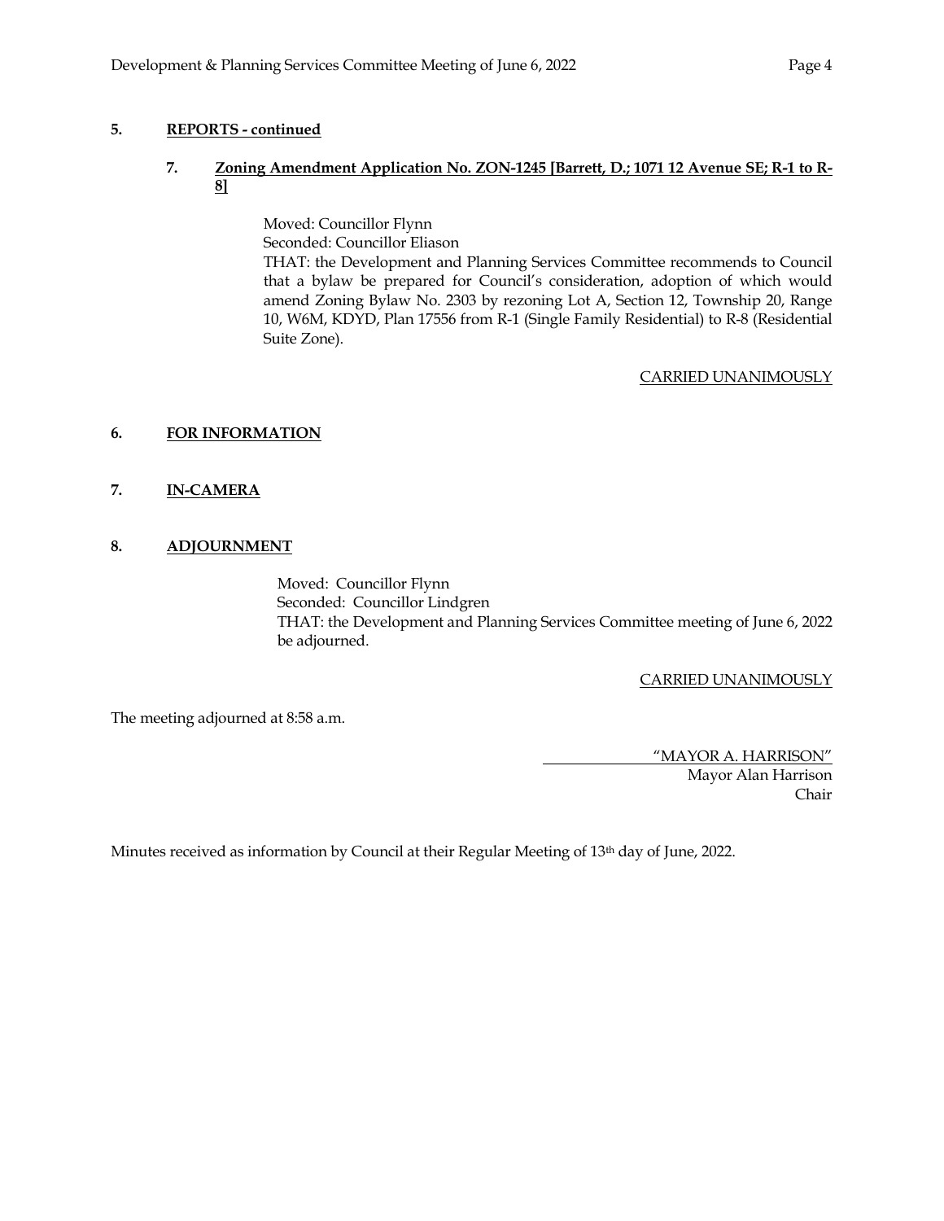## 5. REPORTS - continued

### 7. Zoning Amendment Application No. ZON-1245 [Barrett, D.; 1071 12 Avenue SE; R-1 to R-8]

Moved: Councillor Flynn
Seconded: Councillor Eliason
THAT: the Development and Planning Services Committee recommends to Council that a bylaw be prepared for Council's consideration, adoption of which would amend Zoning Bylaw No. 2303 by rezoning Lot A, Section 12, Township 20, Range 10, W6M, KDYD, Plan 17556 from R-1 (Single Family Residential) to R-8 (Residential Suite Zone).

CARRIED UNANIMOUSLY

## 6. FOR INFORMATION

## 7. IN-CAMERA

## 8. ADJOURNMENT

Moved: Councillor Flynn
Seconded: Councillor Lindgren
THAT: the Development and Planning Services Committee meeting of June 6, 2022 be adjourned.

CARRIED UNANIMOUSLY

The meeting adjourned at 8:58 a.m.

"MAYOR A. HARRISON"
Mayor Alan Harrison
Chair

Minutes received as information by Council at their Regular Meeting of 13th day of June, 2022.